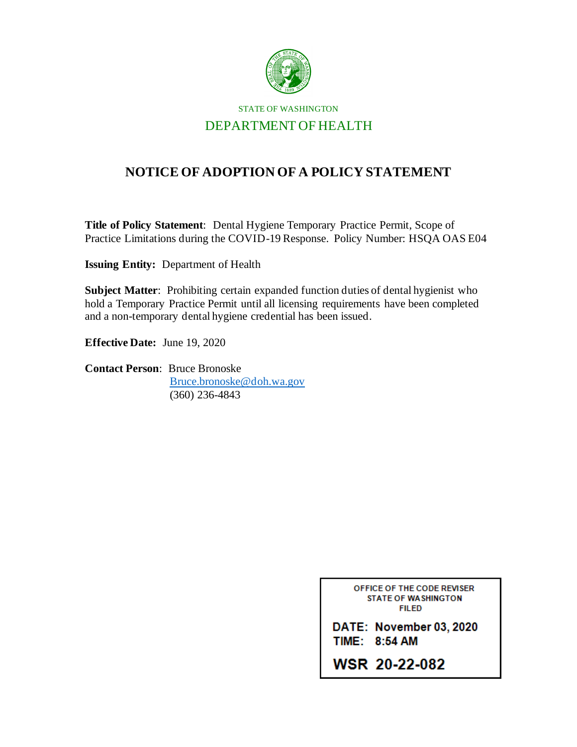STATE OF WASHINGTON

DEPARTMENT OF HEALTH

# NOTICE OF ADOPTION OF A POLICY STATEMENT

**Title of Policy Statement**: Dental Hygiene Temporary Practice Permit, Scope of Practice Limitations during the COVID-19 Response. Policy Number: HSQA OAS E04

**Issuing Entity:** Department of Health

**Subject Matter**: Prohibiting certain expanded function duties of dental hygienist who hold a Temporary Practice Permit until all licensing requirements have been completed and a non-temporary dental hygiene credential has been issued.

**Effective Date:** June 19, 2020

**Contact Person**: Bruce Bronoske
Bruce.bronoske@doh.wa.gov
(360) 236-4843

OFFICE OF THE CODE REVISER
STATE OF WASHINGTON
FILED

DATE: November 03, 2020
TIME: 8:54 AM

WSR 20-22-082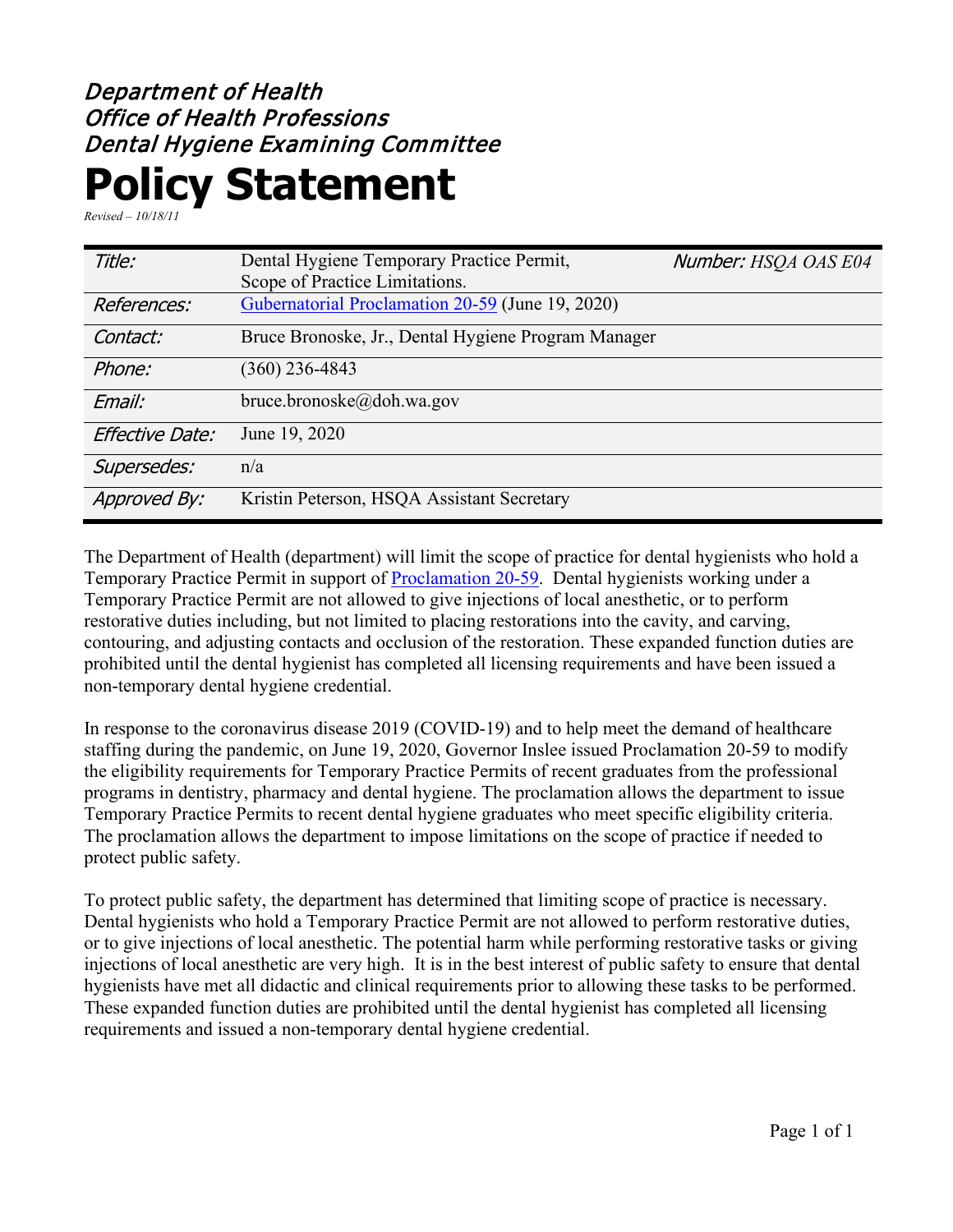*Department of Health*
*Office of Health Professions*
*Dental Hygiene Examining Committee*

# Policy Statement

*Revised – 10/18/11*

| | | |
|---|---|---|
| *Title:* | Dental Hygiene Temporary Practice Permit, Scope of Practice Limitations. | *Number:* HSQA OAS E04 |
| *References:* | [Gubernatorial Proclamation 20-59] (June 19, 2020) | |
| *Contact:* | Bruce Bronoske, Jr., Dental Hygiene Program Manager | |
| *Phone:* | (360) 236-4843 | |
| *Email:* | bruce.bronoske@doh.wa.gov | |
| *Effective Date:* | June 19, 2020 | |
| *Supersedes:* | n/a | |
| *Approved By:* | Kristin Peterson, HSQA Assistant Secretary | |

The Department of Health (department) will limit the scope of practice for dental hygienists who hold a Temporary Practice Permit in support of Proclamation 20-59. Dental hygienists working under a Temporary Practice Permit are not allowed to give injections of local anesthetic, or to perform restorative duties including, but not limited to placing restorations into the cavity, and carving, contouring, and adjusting contacts and occlusion of the restoration. These expanded function duties are prohibited until the dental hygienist has completed all licensing requirements and have been issued a non-temporary dental hygiene credential.

In response to the coronavirus disease 2019 (COVID-19) and to help meet the demand of healthcare staffing during the pandemic, on June 19, 2020, Governor Inslee issued Proclamation 20-59 to modify the eligibility requirements for Temporary Practice Permits of recent graduates from the professional programs in dentistry, pharmacy and dental hygiene. The proclamation allows the department to issue Temporary Practice Permits to recent dental hygiene graduates who meet specific eligibility criteria. The proclamation allows the department to impose limitations on the scope of practice if needed to protect public safety.

To protect public safety, the department has determined that limiting scope of practice is necessary. Dental hygienists who hold a Temporary Practice Permit are not allowed to perform restorative duties, or to give injections of local anesthetic. The potential harm while performing restorative tasks or giving injections of local anesthetic are very high. It is in the best interest of public safety to ensure that dental hygienists have met all didactic and clinical requirements prior to allowing these tasks to be performed. These expanded function duties are prohibited until the dental hygienist has completed all licensing requirements and issued a non-temporary dental hygiene credential.